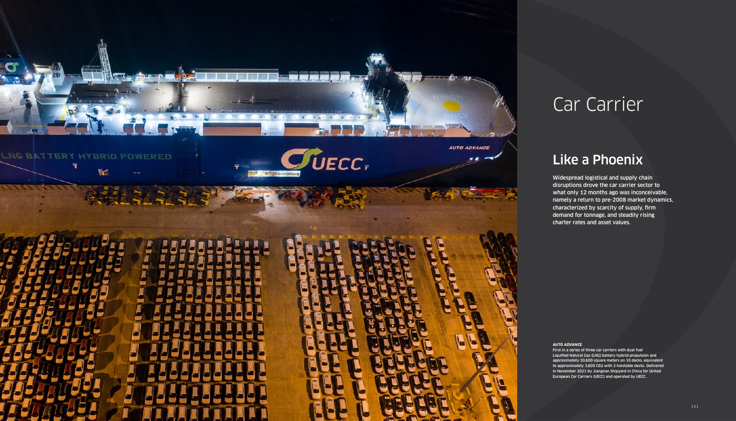# Car Carrier

## Like a Phoenix

Widespread logistical and supply chain disruptions drove the car carrier sector to what only 12 months ago was inconceivable, namely a return to pre-2008 market dynamics, characterized by scarcity of supply, firm demand for tonnage, and steadily rising charter rates and asset values.

**AUTO ADVANCE**
First in a series of three car carriers with dual-fuel Liquified Natural Gas (LNG) battery hybrid propulsion and approximately 30,600 square meters on 10 decks, equivalent to approximately 3,600 CEU with 2 hoistable decks. Delivered in November 2021 by Jiangnan Shipyard in China for United European Car Carriers (UECC) and operated by UECC.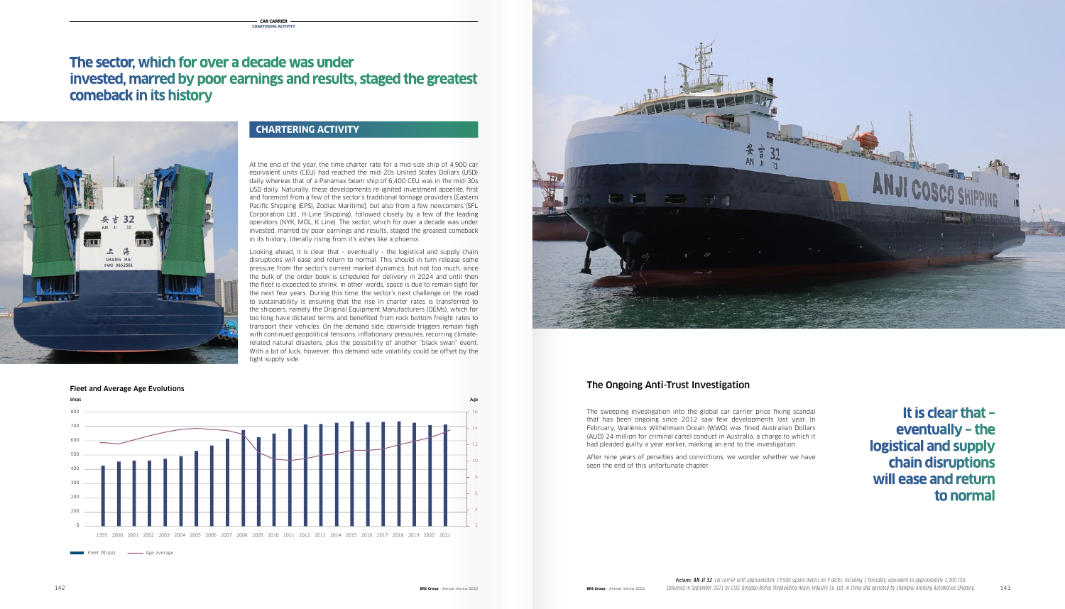# The sector, which for over a decade was under invested, marred by poor earnings and results, staged the greatest comeback in its history

## CHARTERING ACTIVITY

At the end of the year, the time charter rate for a mid-size ship of 4,900 car equivalent units (CEU) had reached the mid-20s United States Dollars (USD) daily whereas that of a Panamax beam ship of 6,400 CEU was in the mid-30s USD daily. Naturally, these developments re-ignited investment appetite, first and foremost from a few of the sector's traditional tonnage providers (Eastern Pacific Shipping (EPS), Zodiac Maritime), but also from a few newcomers (SFL Corporation Ltd., H-Line Shipping), followed closely by a few of the leading operators (NYK, MOL, K Line). The sector, which for over a decade was under invested, marred by poor earnings and results, staged the greatest comeback in its history, literally rising from it's ashes like a phoenix.

Looking ahead, it is clear that – eventually – the logistical and supply chain disruptions will ease and return to normal. This should in turn release some pressure from the sector's current market dynamics, but not too much, since the bulk of the order book is scheduled for delivery in 2024 and until then the fleet is expected to shrink. In other words, space is due to remain tight for the next few years. During this time, the sector's next challenge on the road to sustainability is ensuring that the rise in charter rates is transferred to the shippers, namely the Original Equipment Manufacturers (OEMs), which for too long have dictated terms and benefited from rock bottom freight rates to transport their vehicles. On the demand side, downside triggers remain high with continued geopolitical tensions, inflationary pressures, recurring climate-related natural disasters, plus the possibility of another "black swan" event. With a bit of luck, however, this demand side volatility could be offset by the tight supply side.

### Fleet and Average Age Evolutions

Ships / Age

Years: 1999 2000 2001 2002 2003 2004 2005 2006 2007 2008 2009 2010 2011 2012 2013 2014 2015 2016 2017 2018 2019 2020 2021

Fleet (Ships) — Age average

## The Ongoing Anti-Trust Investigation

The sweeping investigation into the global car carrier price fixing scandal that has been ongoing since 2012 saw few developments last year. In February, Wallenius Wilhelmsen Ocean (WWO) was fined Australian Dollars (AUD) 24 million for criminal cartel conduct in Australia, a charge to which it had pleaded guilty a year earlier, marking an end to the investigation.

After nine years of penalties and convictions, we wonder whether we have seen the end of this unfortunate chapter.

**It is clear that – eventually – the logistical and supply chain disruptions will ease and return to normal**

*Pictures: **AN JI 32**, car carrier with approximately 19,500 square meters on 9 decks, including 1 hoistable, equivalent to approximately 2,300 CEU. Delivered in September 2021 by CSSC Qingdao Beihai Shipbuilding Heavy Industry Co. Ltd. in China and operated by Shanghai Ansheng Automotive Shipping.*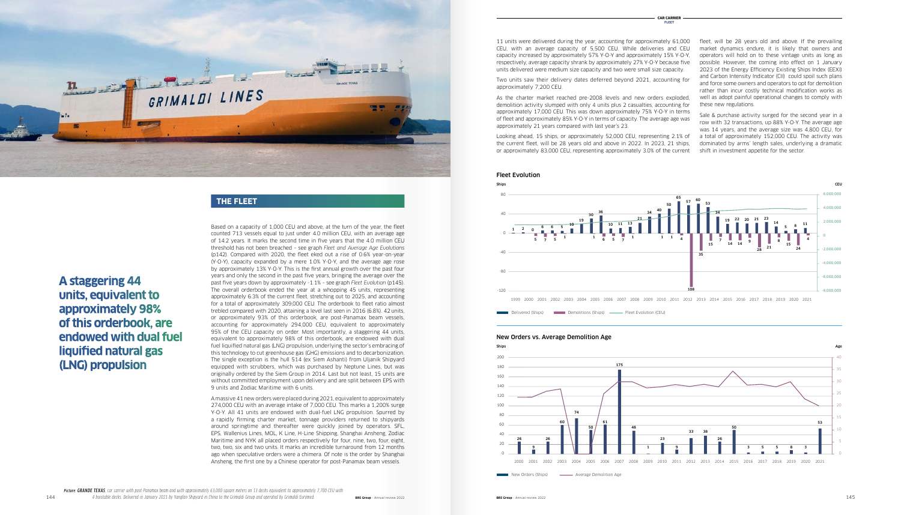## THE FLEET

Based on a capacity of 1,000 CEU and above, at the turn of the year, the fleet counted 713 vessels equal to just under 4.0 million CEU, with an average age of 14.2 years. It marks the second time in five years that the 4.0 million CEU threshold has not been breached – see graph *Fleet and Average Age Evolutions* (p142). Compared with 2020, the fleet eked out a rise of 0.6% year-on-year (Y-O-Y), capacity expanded by a mere 1.0% Y-O-Y, and the average age rose by approximately 13% Y-O-Y. This is the first annual growth over the past four years and only the second in the past five years, bringing the average over the past five years down by approximately -1.1% – see graph *Fleet Evolution* (p145). The overall orderbook ended the year at a whopping 45 units, representing approximately 6.3% of the current fleet, stretching out to 2025, and accounting for a total of approximately 309,000 CEU. The orderbook to fleet ratio almost trebled compared with 2020, attaining a level last seen in 2016 (6.8%). 42 units, or approximately 93% of this orderbook, are post-Panamax beam vessels, accounting for approximately 294,000 CEU, equivalent to approximately 95% of the CEU capacity on order. Most importantly, a staggering 44 units, equivalent to approximately 98% of this orderbook, are endowed with dual fuel liquified natural gas (LNG) propulsion, underlying the sector's embracing of this technology to cut greenhouse gas (GHG) emissions and to decarbonization. The single exception is the hull 514 (ex Siem Ashanti) from Uljanik Shipyard equipped with scrubbers, which was purchased by Neptune Lines, but was originally ordered by the Siem Group in 2014. Last but not least, 15 units are without committed employment upon delivery and are split between EPS with 9 units and Zodiac Maritime with 6 units.

A massive 41 new orders were placed during 2021, equivalent to approximately 274,000 CEU with an average intake of 7,000 CEU. This marks a 1,200% surge Y-O-Y. All 41 units are endowed with dual-fuel LNG propulsion. Spurred by a rapidly firming charter market, tonnage providers returned to shipyards around springtime and thereafter were quickly joined by operators. SFL, EPS, Wallenius Lines, MOL, K Line, H-Line Shipping, Shanghai Ansheng, Zodiac Maritime and NYK all placed orders respectively for four, nine, two, four, eight, two, two, six and two units. It marks an incredible turnaround from 12 months ago when speculative orders were a chimera. Of note is the order by Shanghai Ansheng, the first one by a Chinese operator for post-Panamax beam vessels.

**A staggering 44 units, equivalent to approximately 98% of this orderbook, are endowed with dual fuel liquified natural gas (LNG) propulsion**

*Picture: GRANDE TEXAS, car carrier with post-Panamax beam and with approximately 63,000 square meters on 13 decks equivalent to approximately 7,700 CEU with 4 hoistable decks. Delivered in January 2021 by Yangfan Shipyard in China to the Grimaldi Group and operated by Grimaldi Euromed.*

11 units were delivered during the year, accounting for approximately 61,000 CEU, with an average capacity of 5,500 CEU. While deliveries and CEU capacity increased by approximately 57% Y-O-Y and approximately 15% Y-O-Y, respectively, average capacity shrank by approximately 27% Y-O-Y because five units delivered were medium size capacity and two were small size capacity.

Two units saw their delivery dates deferred beyond 2021, accounting for approximately 7,200 CEU.

As the charter market reached pre-2008 levels and new orders exploded, demolition activity slumped with only 4 units plus 2 casualties, accounting for approximately 17,000 CEU. This was down approximately 75% Y-O-Y in terms of fleet and approximately 85% Y-O-Y in terms of capacity. The average age was approximately 21 years compared with last year's 23.

Looking ahead, 15 ships, or approximately 52,000 CEU, representing 2.1% of the current fleet, will be 28 years old and above in 2022. In 2023, 21 ships, or approximately 83,000 CEU, representing approximately 3.0% of the current fleet, will be 28 years old and above. If the prevailing market dynamics endure, it is likely that owners and operators will hold on to these vintage units as long as possible. However, the coming into effect on 1 January 2023 of the Energy Efficiency Existing Ships Index (EEXI) and Carbon Intensity Indicator (CII) could spoil such plans and force some owners and operators to opt for demolition rather than incur costly technical modification works as well as adopt painful operational changes to comply with these new regulations.

Sale & purchase activity surged for the second year in a row with 32 transactions, up 88% Y-O-Y. The average age was 14 years, and the average size was 4,800 CEU, for a total of approximately 152,000 CEU. The activity was dominated by arms' length sales, underlying a dramatic shift in investment appetite for the sector.

### Fleet Evolution

Ships
CEU
80, 40, 0, -40, -80, -120
6,000,000; 4,000,000; 2,000,000; 0; -2,000,000; -4,000,000; -6,000,000; -8,000,000
1 2 0 6 6 5 10 19 30 36 10 11 13 21 34 40 50 65 57 60 53 34 19 22 20 21 23 14 5 8 11
5 7 5 1 1 6 5 7 1 1 1 4 108 35 15 7 14 14 9 28 21 8 15 24 4
1999 2000 2001 2002 2003 2004 2005 2006 2007 2008 2009 2010 2011 2012 2013 2014 2015 2016 2017 2018 2019 2020 2021

Delivered (Ships) | Demolitions (Ships) | Fleet Evolution (CEU)

### New Orders vs. Average Demolition Age

Ships
Age
200, 180, 160, 140, 120, 100, 80, 60, 40, 20, 0
40, 35, 30, 25, 20, 15, 10, 5, 0
26 9 26 60 74 50 61 175 48 1 23 9 33 38 26 50 3 5 5 8 3 53
2000 2001 2002 2003 2004 2005 2006 2007 2008 2009 2010 2011 2012 2013 2014 2015 2016 2017 2018 2019 2020 2021

New Orders (Ships) | Average Demolition Age